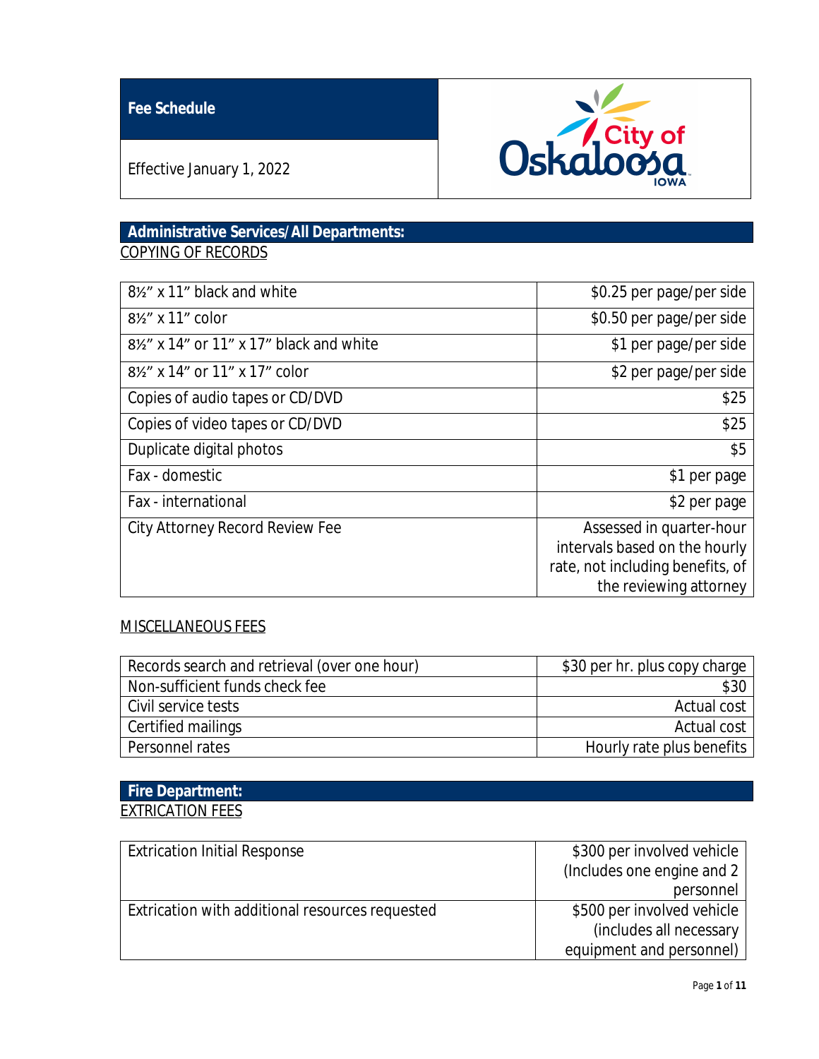# Fee Schedule

Effective January 1, 2022

City of Oskaloosa IOWA

## Administrative Services/All Departments:

### COPYING OF RECORDS

| Item | Fee |
|---|---|
| 8½" x 11" black and white | $0.25 per page/per side |
| 8½" x 11" color | $0.50 per page/per side |
| 8½" x 14" or 11" x 17" black and white | $1 per page/per side |
| 8½" x 14" or 11" x 17" color | $2 per page/per side |
| Copies of audio tapes or CD/DVD | $25 |
| Copies of video tapes or CD/DVD | $25 |
| Duplicate digital photos | $5 |
| Fax - domestic | $1 per page |
| Fax - international | $2 per page |
| City Attorney Record Review Fee | Assessed in quarter-hour intervals based on the hourly rate, not including benefits, of the reviewing attorney |

### MISCELLANEOUS FEES

| Item | Fee |
|---|---|
| Records search and retrieval (over one hour) | $30 per hr. plus copy charge |
| Non-sufficient funds check fee | $30 |
| Civil service tests | Actual cost |
| Certified mailings | Actual cost |
| Personnel rates | Hourly rate plus benefits |

## Fire Department:

### EXTRICATION FEES

| Item | Fee |
|---|---|
| Extrication Initial Response | $300 per involved vehicle (Includes one engine and 2 personnel |
| Extrication with additional resources requested | $500 per involved vehicle (includes all necessary equipment and personnel) |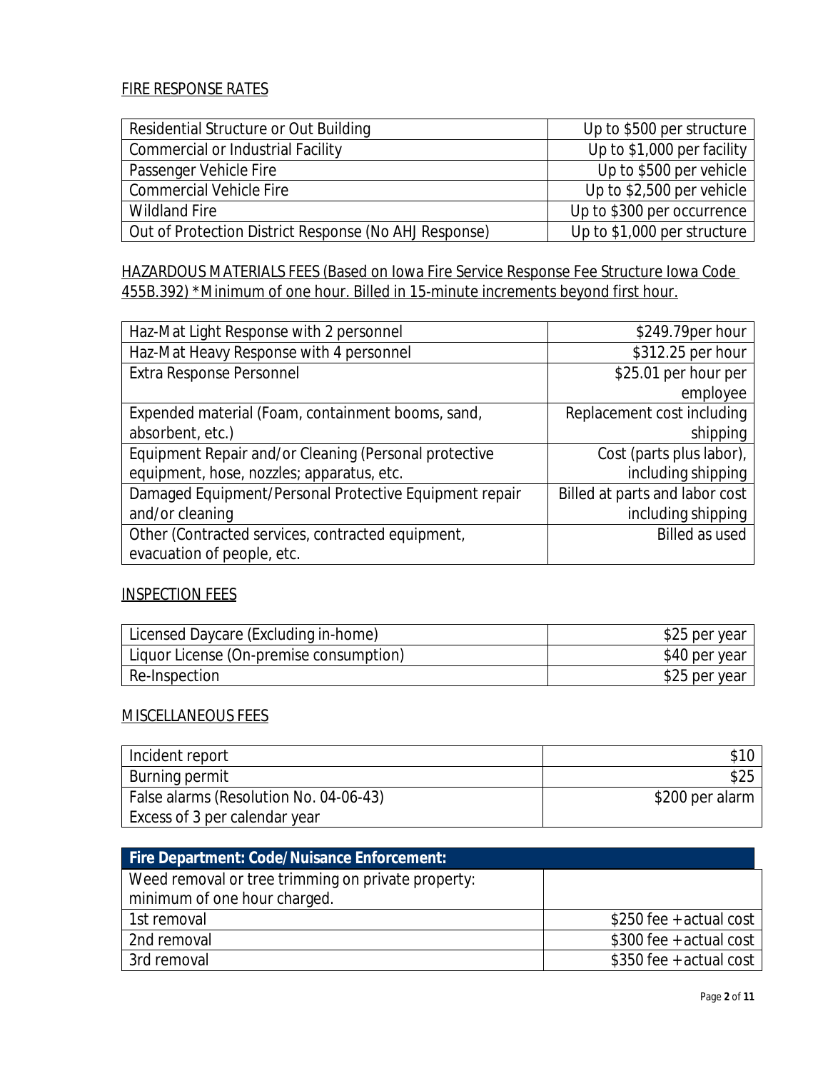## FIRE RESPONSE RATES

| | |
|---|---|
| Residential Structure or Out Building | Up to $500 per structure |
| Commercial or Industrial Facility | Up to $1,000 per facility |
| Passenger Vehicle Fire | Up to $500 per vehicle |
| Commercial Vehicle Fire | Up to $2,500 per vehicle |
| Wildland Fire | Up to $300 per occurrence |
| Out of Protection District Response (No AHJ Response) | Up to $1,000 per structure |

## HAZARDOUS MATERIALS FEES (Based on Iowa Fire Service Response Fee Structure Iowa Code 455B.392) *Minimum of one hour. Billed in 15-minute increments beyond first hour.

| | |
|---|---|
| Haz-Mat Light Response with 2 personnel | $249.79per hour |
| Haz-Mat Heavy Response with 4 personnel | $312.25 per hour |
| Extra Response Personnel | $25.01 per hour per employee |
| Expended material (Foam, containment booms, sand, absorbent, etc.) | Replacement cost including shipping |
| Equipment Repair and/or Cleaning (Personal protective equipment, hose, nozzles; apparatus, etc. | Cost (parts plus labor), including shipping |
| Damaged Equipment/Personal Protective Equipment repair and/or cleaning | Billed at parts and labor cost including shipping |
| Other (Contracted services, contracted equipment, evacuation of people, etc. | Billed as used |

## INSPECTION FEES

| | |
|---|---|
| Licensed Daycare (Excluding in-home) | $25 per year |
| Liquor License (On-premise consumption) | $40 per year |
| Re-Inspection | $25 per year |

## MISCELLANEOUS FEES

| | |
|---|---|
| Incident report | $10 |
| Burning permit | $25 |
| False alarms (Resolution No. 04-06-43) Excess of 3 per calendar year | $200 per alarm |

| **Fire Department: Code/Nuisance Enforcement:** | |
|---|---|
| Weed removal or tree trimming on private property: minimum of one hour charged. | |
| 1st removal | $250 fee + actual cost |
| 2nd removal | $300 fee + actual cost |
| 3rd removal | $350 fee + actual cost |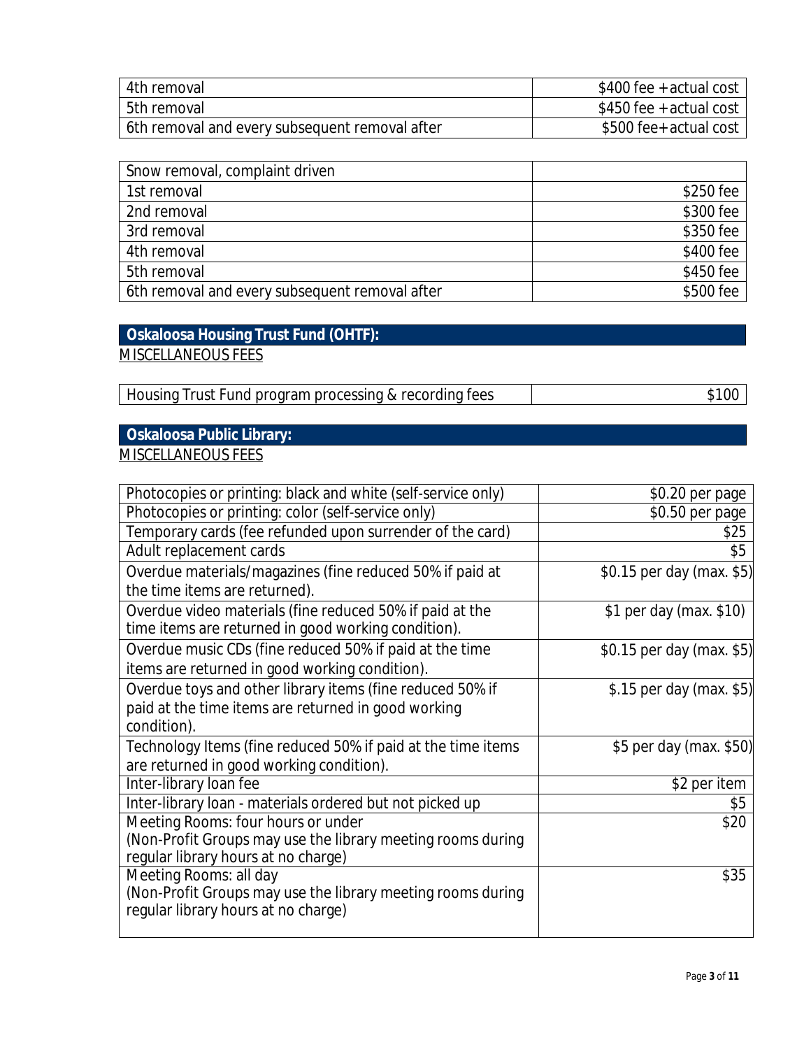| | |
|---|---|
| 4th removal | $400 fee + actual cost |
| 5th removal | $450 fee + actual cost |
| 6th removal and every subsequent removal after | $500 fee+ actual cost |

| Snow removal, complaint driven | |
|---|---|
| 1st removal | $250 fee |
| 2nd removal | $300 fee |
| 3rd removal | $350 fee |
| 4th removal | $400 fee |
| 5th removal | $450 fee |
| 6th removal and every subsequent removal after | $500 fee |

## Oskaloosa Housing Trust Fund (OHTF):

MISCELLANEOUS FEES

| | |
|---|---|
| Housing Trust Fund program processing & recording fees | $100 |

## Oskaloosa Public Library:

MISCELLANEOUS FEES

| | |
|---|---|
| Photocopies or printing: black and white (self-service only) | $0.20 per page |
| Photocopies or printing: color (self-service only) | $0.50 per page |
| Temporary cards (fee refunded upon surrender of the card) | $25 |
| Adult replacement cards | $5 |
| Overdue materials/magazines (fine reduced 50% if paid at the time items are returned). | $0.15 per day (max. $5) |
| Overdue video materials (fine reduced 50% if paid at the time items are returned in good working condition). | $1 per day (max. $10) |
| Overdue music CDs (fine reduced 50% if paid at the time items are returned in good working condition). | $0.15 per day (max. $5) |
| Overdue toys and other library items (fine reduced 50% if paid at the time items are returned in good working condition). | $.15 per day (max. $5) |
| Technology Items (fine reduced 50% if paid at the time items are returned in good working condition). | $5 per day (max. $50) |
| Inter-library loan fee | $2 per item |
| Inter-library loan - materials ordered but not picked up | $5 |
| Meeting Rooms: four hours or under (Non-Profit Groups may use the library meeting rooms during regular library hours at no charge) | $20 |
| Meeting Rooms: all day (Non-Profit Groups may use the library meeting rooms during regular library hours at no charge) | $35 |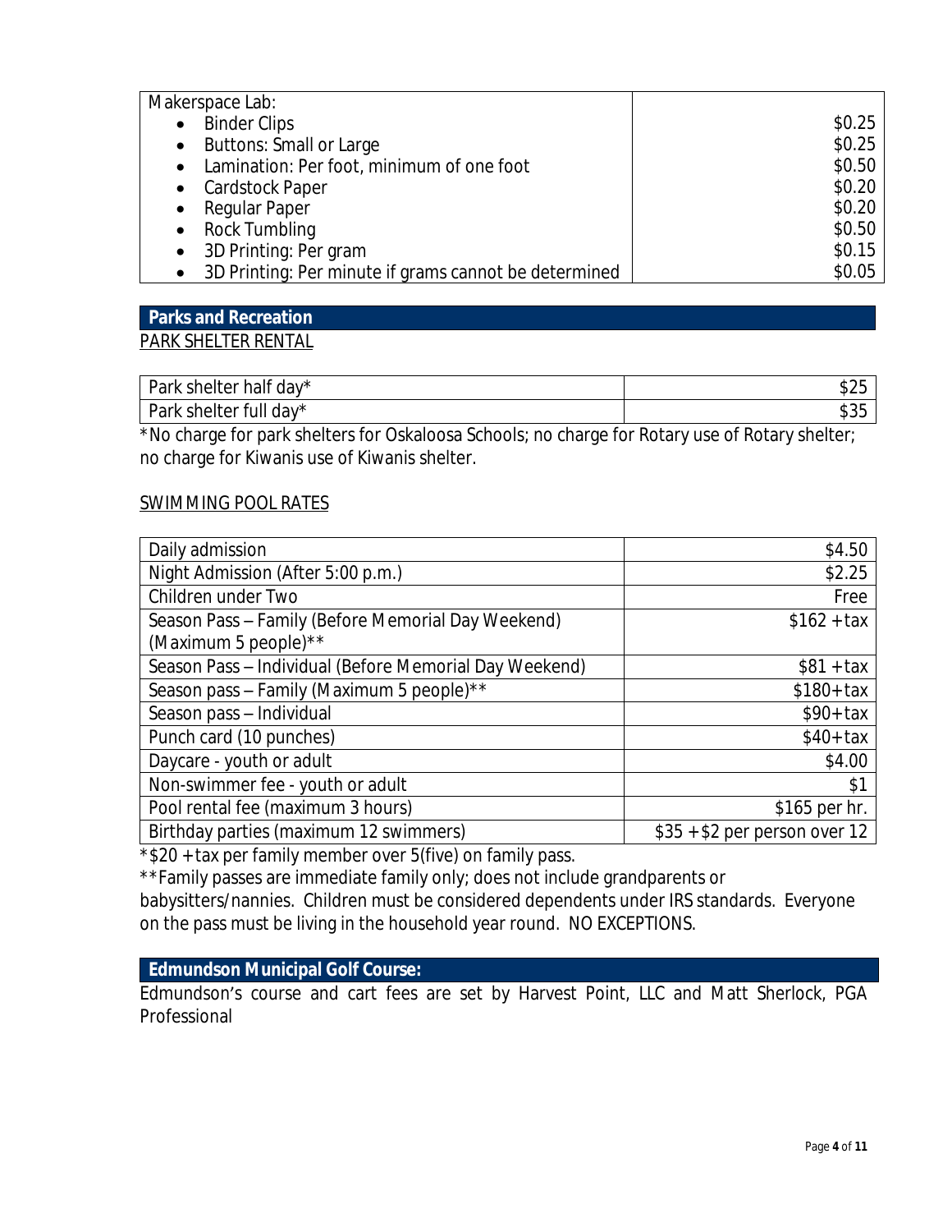| Makerspace Lab: | |
|---|---|
| • Binder Clips | $0.25 |
| • Buttons: Small or Large | $0.25 |
| • Lamination: Per foot, minimum of one foot | $0.50 |
| • Cardstock Paper | $0.20 |
| • Regular Paper | $0.20 |
| • Rock Tumbling | $0.50 |
| • 3D Printing: Per gram | $0.15 |
| • 3D Printing: Per minute if grams cannot be determined | $0.05 |

## Parks and Recreation

PARK SHELTER RENTAL

| Item | Fee |
|---|---|
| Park shelter half day* | $25 |
| Park shelter full day* | $35 |

*No charge for park shelters for Oskaloosa Schools; no charge for Rotary use of Rotary shelter; no charge for Kiwanis use of Kiwanis shelter.

SWIMMING POOL RATES

| Item | Fee |
|---|---|
| Daily admission | $4.50 |
| Night Admission (After 5:00 p.m.) | $2.25 |
| Children under Two | Free |
| Season Pass – Family (Before Memorial Day Weekend) (Maximum 5 people)** | $162 + tax |
| Season Pass – Individual (Before Memorial Day Weekend) | $81 + tax |
| Season pass – Family (Maximum 5 people)** | $180+ tax |
| Season pass – Individual | $90+ tax |
| Punch card (10 punches) | $40+ tax |
| Daycare - youth or adult | $4.00 |
| Non-swimmer fee - youth or adult | $1 |
| Pool rental fee (maximum 3 hours) | $165 per hr. |
| Birthday parties (maximum 12 swimmers) | $35 + $2 per person over 12 |

*$20 + tax per family member over 5(five) on family pass.

**Family passes are immediate family only; does not include grandparents or babysitters/nannies. Children must be considered dependents under IRS standards. Everyone on the pass must be living in the household year round. NO EXCEPTIONS.

## Edmundson Municipal Golf Course:

Edmundson's course and cart fees are set by Harvest Point, LLC and Matt Sherlock, PGA Professional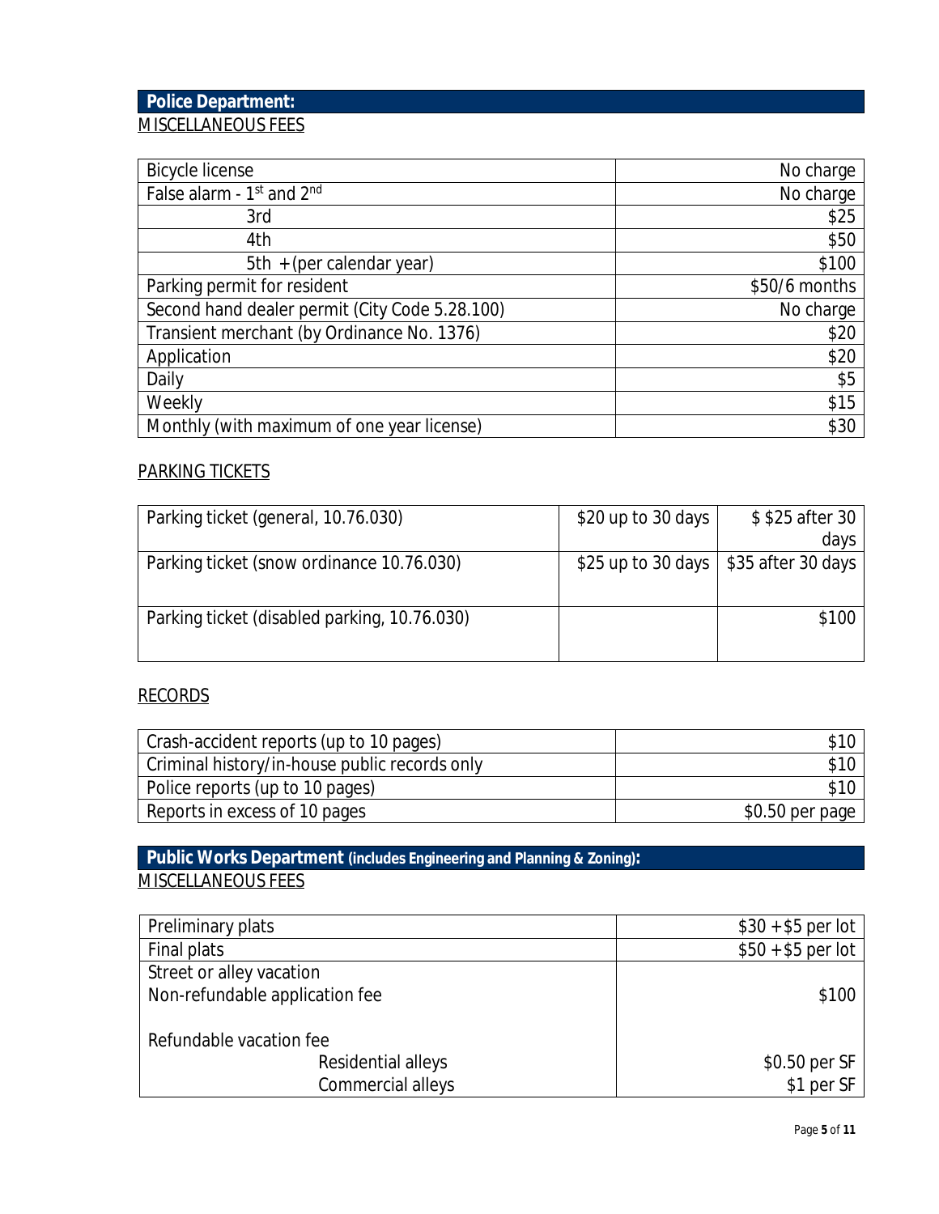## Police Department:

MISCELLANEOUS FEES

| | |
|---|---|
| Bicycle license | No charge |
| False alarm - 1st and 2nd | No charge |
| 3rd | $25 |
| 4th | $50 |
| 5th + (per calendar year) | $100 |
| Parking permit for resident | $50/6 months |
| Second hand dealer permit (City Code 5.28.100) | No charge |
| Transient merchant (by Ordinance No. 1376) | $20 |
| Application | $20 |
| Daily | $5 |
| Weekly | $15 |
| Monthly (with maximum of one year license) | $30 |

PARKING TICKETS

| | | |
|---|---|---|
| Parking ticket (general, 10.76.030) | $20 up to 30 days | $ $25 after 30 days |
| Parking ticket (snow ordinance 10.76.030) | $25 up to 30 days | $35 after 30 days |
| Parking ticket (disabled parking, 10.76.030) | | $100 |

RECORDS

| | |
|---|---|
| Crash-accident reports (up to 10 pages) | $10 |
| Criminal history/in-house public records only | $10 |
| Police reports (up to 10 pages) | $10 |
| Reports in excess of 10 pages | $0.50 per page |

## Public Works Department (includes Engineering and Planning & Zoning):

MISCELLANEOUS FEES

| | |
|---|---|
| Preliminary plats | $30 + $5 per lot |
| Final plats | $50 + $5 per lot |
| Street or alley vacation | |
| Non-refundable application fee | $100 |
| Refundable vacation fee | |
| Residential alleys | $0.50 per SF |
| Commercial alleys | $1 per SF |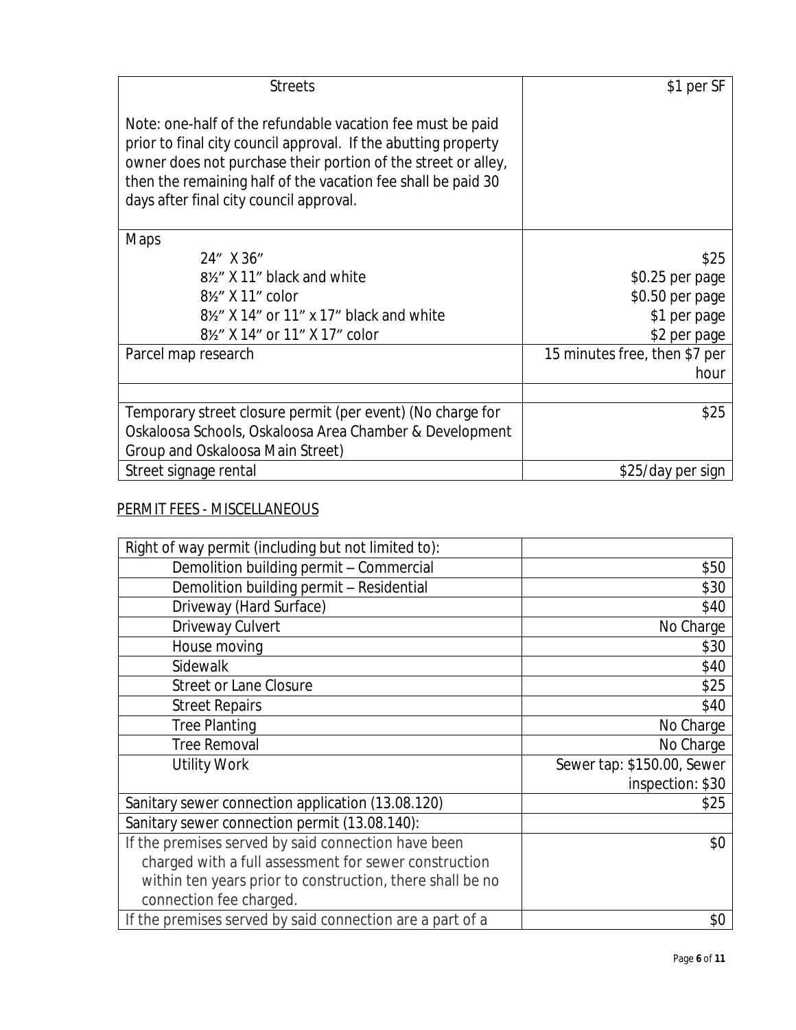| Streets<br><br>Note: one-half of the refundable vacation fee must be paid prior to final city council approval. If the abutting property owner does not purchase their portion of the street or alley, then the remaining half of the vacation fee shall be paid 30 days after final city council approval. | \$1 per SF |
|---|---|
| Maps | |
| 24" X 36" | \$25 |
| 8½" X 11" black and white | \$0.25 per page |
| 8½" X 11" color | \$0.50 per page |
| 8½" X 14" or 11" x 17" black and white | \$1 per page |
| 8½" X 14" or 11" X 17" color | \$2 per page |
| Parcel map research | 15 minutes free, then \$7 per hour |
| | |
| Temporary street closure permit (per event) (No charge for Oskaloosa Schools, Oskaloosa Area Chamber & Development Group and Oskaloosa Main Street) | \$25 |
| Street signage rental | \$25/day per sign |

PERMIT FEES - MISCELLANEOUS

| Right of way permit (including but not limited to): | |
|---|---|
| Demolition building permit – Commercial | \$50 |
| Demolition building permit – Residential | \$30 |
| Driveway (Hard Surface) | \$40 |
| Driveway Culvert | No Charge |
| House moving | \$30 |
| Sidewalk | \$40 |
| Street or Lane Closure | \$25 |
| Street Repairs | \$40 |
| Tree Planting | No Charge |
| Tree Removal | No Charge |
| Utility Work | Sewer tap: \$150.00, Sewer inspection: \$30 |
| Sanitary sewer connection application (13.08.120) | \$25 |
| Sanitary sewer connection permit (13.08.140): | |
| If the premises served by said connection have been charged with a full assessment for sewer construction within ten years prior to construction, there shall be no connection fee charged. | \$0 |
| If the premises served by said connection are a part of a | \$0 |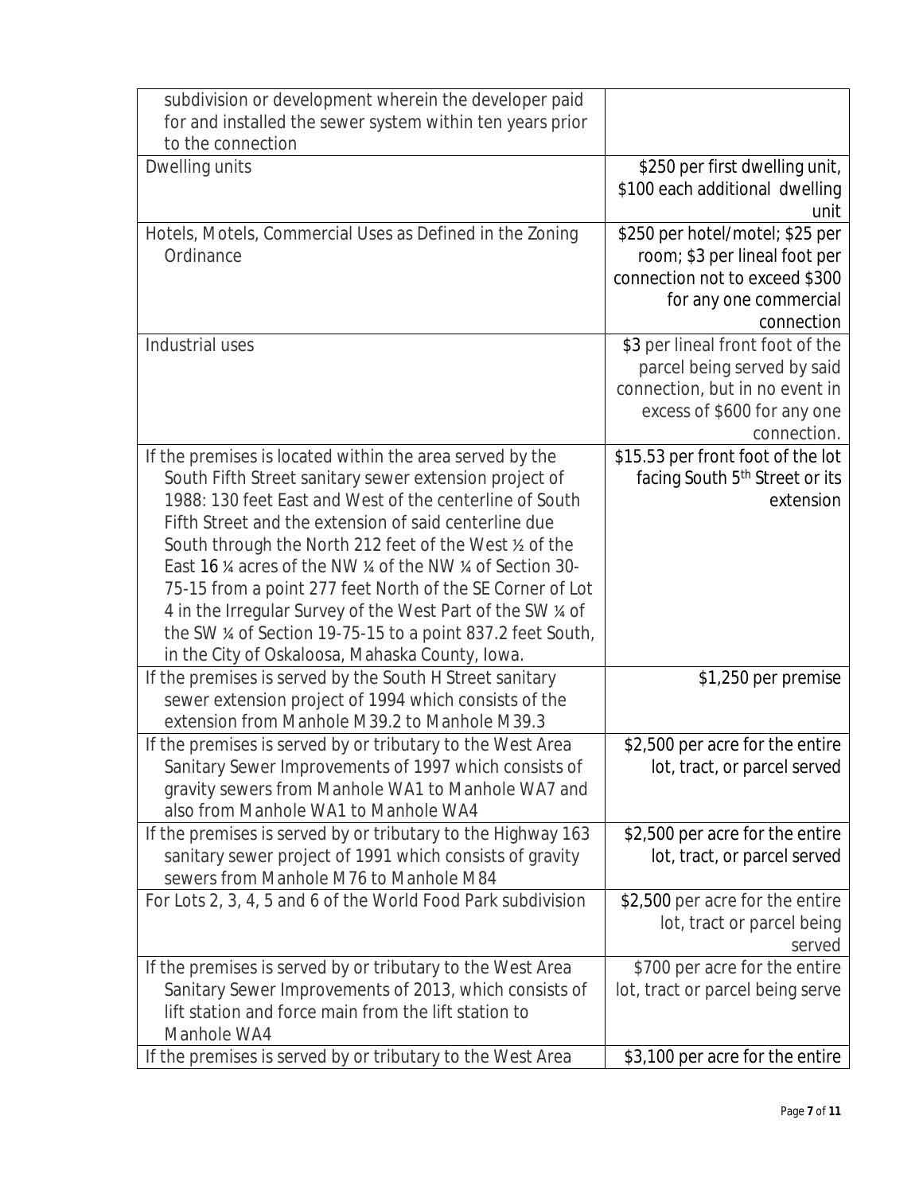| | |
|---|---|
| subdivision or development wherein the developer paid for and installed the sewer system within ten years prior to the connection | |
| Dwelling units | \$250 per first dwelling unit, \$100 each additional dwelling unit |
| Hotels, Motels, Commercial Uses as Defined in the Zoning Ordinance | \$250 per hotel/motel; \$25 per room; \$3 per lineal foot per connection not to exceed \$300 for any one commercial connection |
| Industrial uses | \$3 per lineal front foot of the parcel being served by said connection, but in no event in excess of \$600 for any one connection. |
| If the premises is located within the area served by the South Fifth Street sanitary sewer extension project of 1988: 130 feet East and West of the centerline of South Fifth Street and the extension of said centerline due South through the North 212 feet of the West ½ of the East 16 ¼ acres of the NW ¼ of the NW ¼ of Section 30-75-15 from a point 277 feet North of the SE Corner of Lot 4 in the Irregular Survey of the West Part of the SW ¼ of the SW ¼ of Section 19-75-15 to a point 837.2 feet South, in the City of Oskaloosa, Mahaska County, Iowa. | \$15.53 per front foot of the lot facing South 5th Street or its extension |
| If the premises is served by the South H Street sanitary sewer extension project of 1994 which consists of the extension from Manhole M39.2 to Manhole M39.3 | \$1,250 per premise |
| If the premises is served by or tributary to the West Area Sanitary Sewer Improvements of 1997 which consists of gravity sewers from Manhole WA1 to Manhole WA7 and also from Manhole WA1 to Manhole WA4 | \$2,500 per acre for the entire lot, tract, or parcel served |
| If the premises is served by or tributary to the Highway 163 sanitary sewer project of 1991 which consists of gravity sewers from Manhole M76 to Manhole M84 | \$2,500 per acre for the entire lot, tract, or parcel served |
| For Lots 2, 3, 4, 5 and 6 of the World Food Park subdivision | \$2,500 per acre for the entire lot, tract or parcel being served |
| If the premises is served by or tributary to the West Area Sanitary Sewer Improvements of 2013, which consists of lift station and force main from the lift station to Manhole WA4 | \$700 per acre for the entire lot, tract or parcel being serve |
| If the premises is served by or tributary to the West Area | \$3,100 per acre for the entire |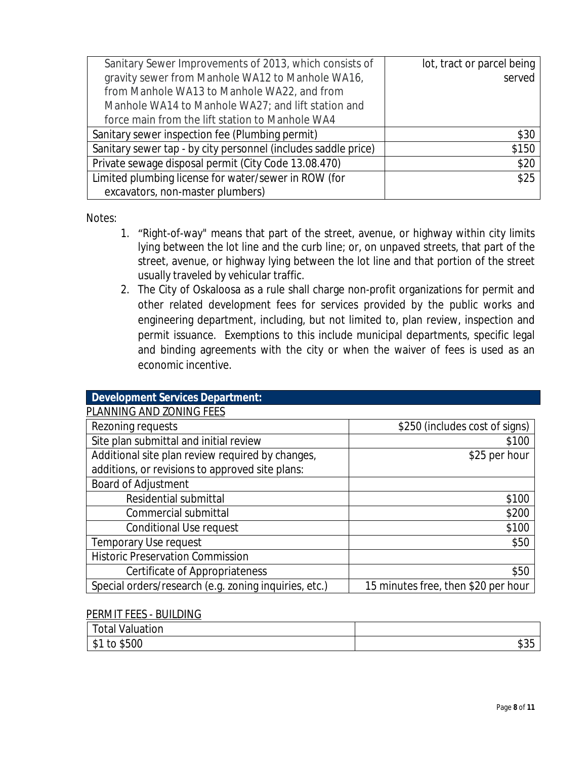| | |
|---|---|
| Sanitary Sewer Improvements of 2013, which consists of gravity sewer from Manhole WA12 to Manhole WA16, from Manhole WA13 to Manhole WA22, and from Manhole WA14 to Manhole WA27; and lift station and force main from the lift station to Manhole WA4 | lot, tract or parcel being served |
| Sanitary sewer inspection fee (Plumbing permit) | $30 |
| Sanitary sewer tap - by city personnel (includes saddle price) | $150 |
| Private sewage disposal permit (City Code 13.08.470) | $20 |
| Limited plumbing license for water/sewer in ROW (for excavators, non-master plumbers) | $25 |

Notes:

1. "Right-of-way" means that part of the street, avenue, or highway within city limits lying between the lot line and the curb line; or, on unpaved streets, that part of the street, avenue, or highway lying between the lot line and that portion of the street usually traveled by vehicular traffic.
2. The City of Oskaloosa as a rule shall charge non-profit organizations for permit and other related development fees for services provided by the public works and engineering department, including, but not limited to, plan review, inspection and permit issuance. Exemptions to this include municipal departments, specific legal and binding agreements with the city or when the waiver of fees is used as an economic incentive.

## Development Services Department:

PLANNING AND ZONING FEES

| | |
|---|---|
| Rezoning requests | $250 (includes cost of signs) |
| Site plan submittal and initial review | $100 |
| Additional site plan review required by changes, additions, or revisions to approved site plans: | $25 per hour |
| Board of Adjustment | |
| Residential submittal | $100 |
| Commercial submittal | $200 |
| Conditional Use request | $100 |
| Temporary Use request | $50 |
| Historic Preservation Commission | |
| Certificate of Appropriateness | $50 |
| Special orders/research (e.g. zoning inquiries, etc.) | 15 minutes free, then $20 per hour |

PERMIT FEES - BUILDING

| Total Valuation | |
|---|---|
| $1 to $500 | $35 |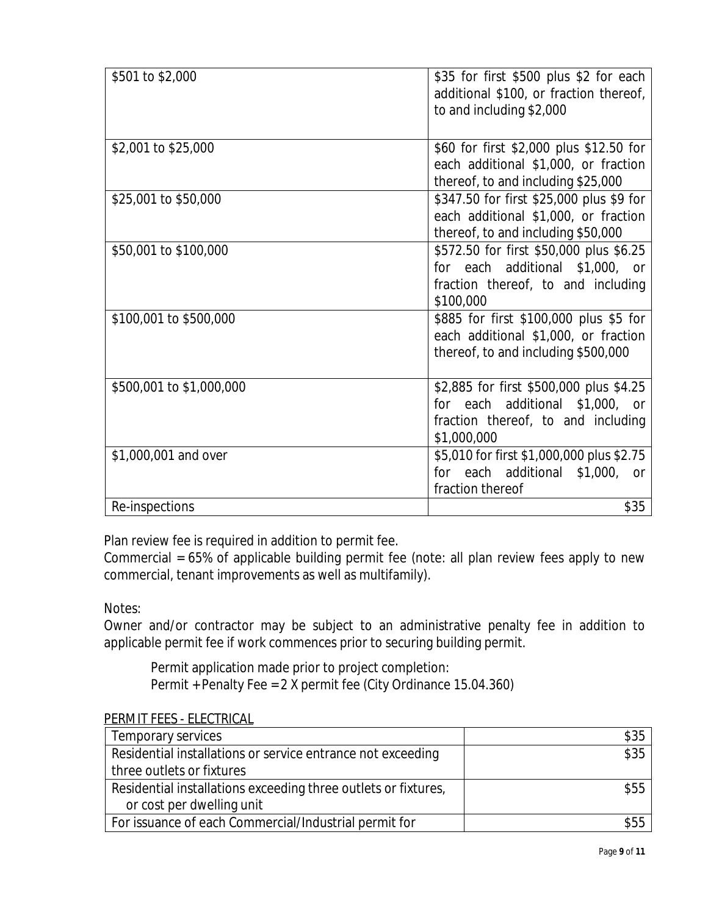| | |
|---|---|
| \$501 to \$2,000 | \$35 for first \$500 plus \$2 for each additional \$100, or fraction thereof, to and including \$2,000 |
| \$2,001 to \$25,000 | \$60 for first \$2,000 plus \$12.50 for each additional \$1,000, or fraction thereof, to and including \$25,000 |
| \$25,001 to \$50,000 | \$347.50 for first \$25,000 plus \$9 for each additional \$1,000, or fraction thereof, to and including \$50,000 |
| \$50,001 to \$100,000 | \$572.50 for first \$50,000 plus \$6.25 for each additional \$1,000, or fraction thereof, to and including \$100,000 |
| \$100,001 to \$500,000 | \$885 for first \$100,000 plus \$5 for each additional \$1,000, or fraction thereof, to and including \$500,000 |
| \$500,001 to \$1,000,000 | \$2,885 for first \$500,000 plus \$4.25 for each additional \$1,000, or fraction thereof, to and including \$1,000,000 |
| \$1,000,001 and over | \$5,010 for first \$1,000,000 plus \$2.75 for each additional \$1,000, or fraction thereof |
| Re-inspections | \$35 |

Plan review fee is required in addition to permit fee.
Commercial = 65% of applicable building permit fee (note: all plan review fees apply to new commercial, tenant improvements as well as multifamily).

Notes:
Owner and/or contractor may be subject to an administrative penalty fee in addition to applicable permit fee if work commences prior to securing building permit.

> Permit application made prior to project completion:
> Permit + Penalty Fee = 2 X permit fee (City Ordinance 15.04.360)

PERMIT FEES - ELECTRICAL

| | |
|---|---|
| Temporary services | \$35 |
| Residential installations or service entrance not exceeding three outlets or fixtures | \$35 |
| Residential installations exceeding three outlets or fixtures, or cost per dwelling unit | \$55 |
| For issuance of each Commercial/Industrial permit for | \$55 |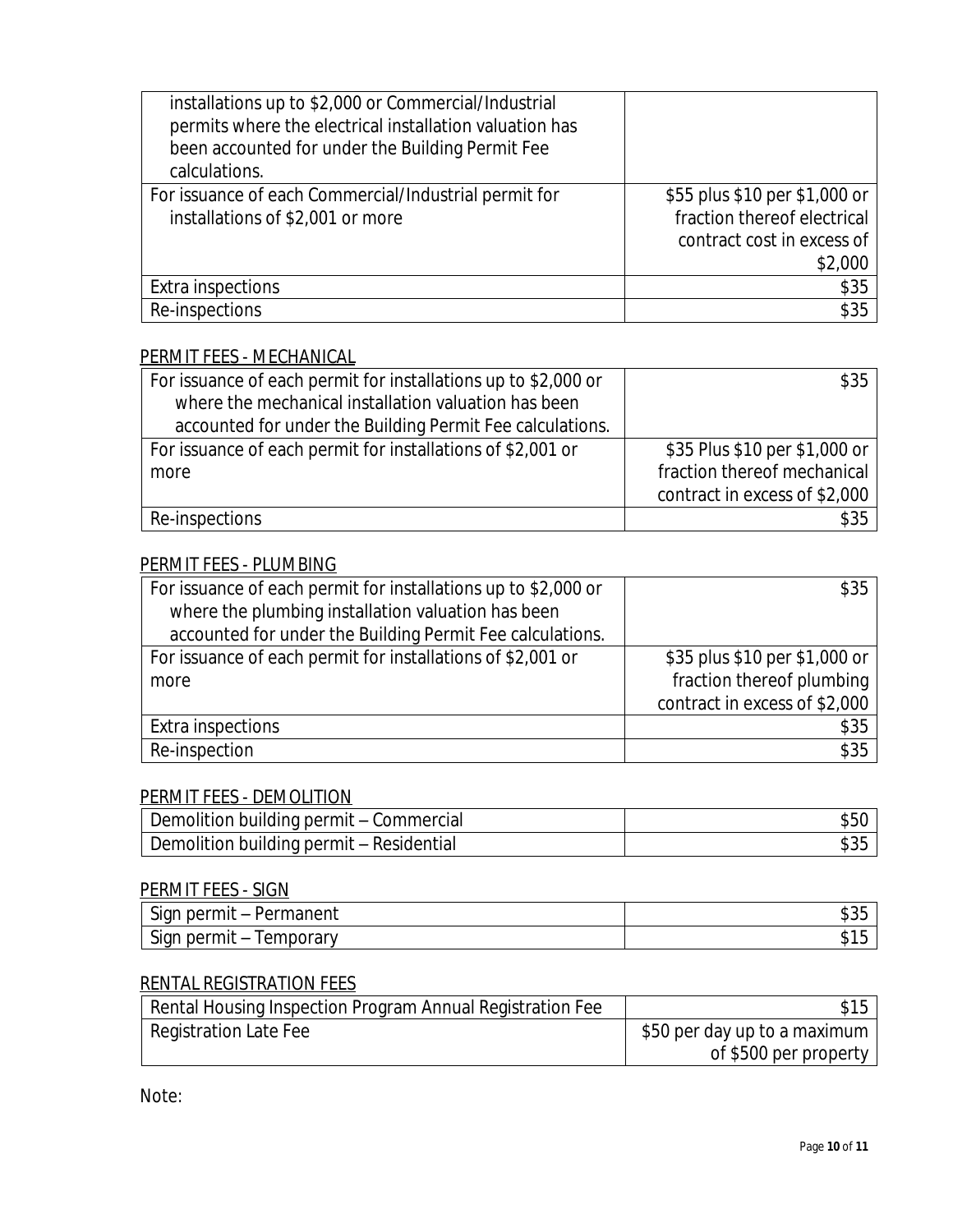| | |
|---|---|
| installations up to $2,000 or Commercial/Industrial permits where the electrical installation valuation has been accounted for under the Building Permit Fee calculations. | |
| For issuance of each Commercial/Industrial permit for installations of $2,001 or more | $55 plus $10 per $1,000 or fraction thereof electrical contract cost in excess of $2,000 |
| Extra inspections | $35 |
| Re-inspections | $35 |

PERMIT FEES - MECHANICAL

| | |
|---|---|
| For issuance of each permit for installations up to $2,000 or where the mechanical installation valuation has been accounted for under the Building Permit Fee calculations. | $35 |
| For issuance of each permit for installations of $2,001 or more | $35 Plus $10 per $1,000 or fraction thereof mechanical contract in excess of $2,000 |
| Re-inspections | $35 |

PERMIT FEES - PLUMBING

| | |
|---|---|
| For issuance of each permit for installations up to $2,000 or where the plumbing installation valuation has been accounted for under the Building Permit Fee calculations. | $35 |
| For issuance of each permit for installations of $2,001 or more | $35 plus $10 per $1,000 or fraction thereof plumbing contract in excess of $2,000 |
| Extra inspections | $35 |
| Re-inspection | $35 |

PERMIT FEES - DEMOLITION

| | |
|---|---|
| Demolition building permit – Commercial | $50 |
| Demolition building permit – Residential | $35 |

PERMIT FEES - SIGN

| | |
|---|---|
| Sign permit – Permanent | $35 |
| Sign permit – Temporary | $15 |

RENTAL REGISTRATION FEES

| | |
|---|---|
| Rental Housing Inspection Program Annual Registration Fee | $15 |
| Registration Late Fee | $50 per day up to a maximum of $500 per property |

Note: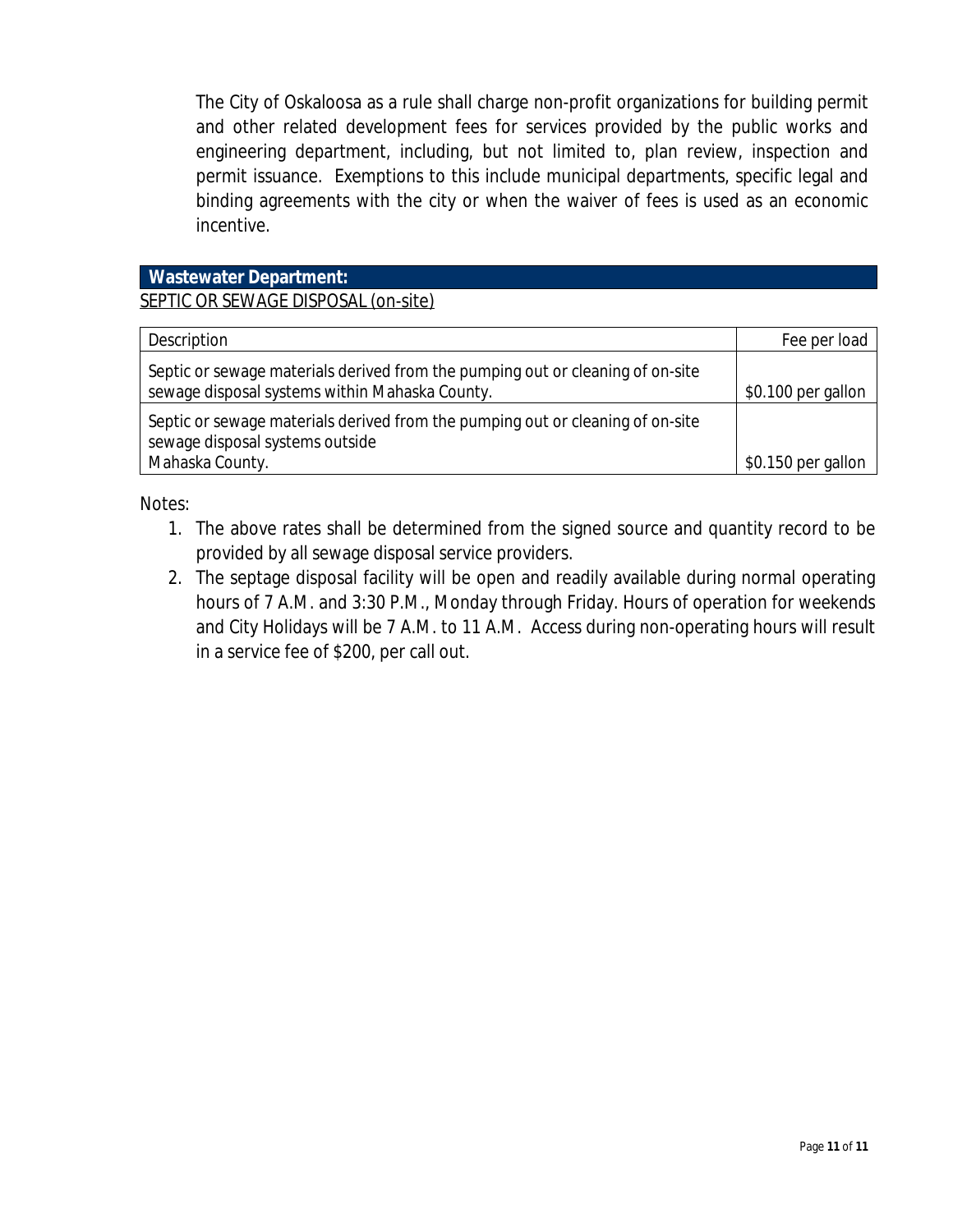The City of Oskaloosa as a rule shall charge non-profit organizations for building permit and other related development fees for services provided by the public works and engineering department, including, but not limited to, plan review, inspection and permit issuance. Exemptions to this include municipal departments, specific legal and binding agreements with the city or when the waiver of fees is used as an economic incentive.

## Wastewater Department:

SEPTIC OR SEWAGE DISPOSAL (on-site)

| Description | Fee per load |
|---|---|
| Septic or sewage materials derived from the pumping out or cleaning of on-site sewage disposal systems within Mahaska County. | $0.100 per gallon |
| Septic or sewage materials derived from the pumping out or cleaning of on-site sewage disposal systems outside Mahaska County. | $0.150 per gallon |

Notes:

1. The above rates shall be determined from the signed source and quantity record to be provided by all sewage disposal service providers.
2. The septage disposal facility will be open and readily available during normal operating hours of 7 A.M. and 3:30 P.M., Monday through Friday. Hours of operation for weekends and City Holidays will be 7 A.M. to 11 A.M. Access during non-operating hours will result in a service fee of $200, per call out.